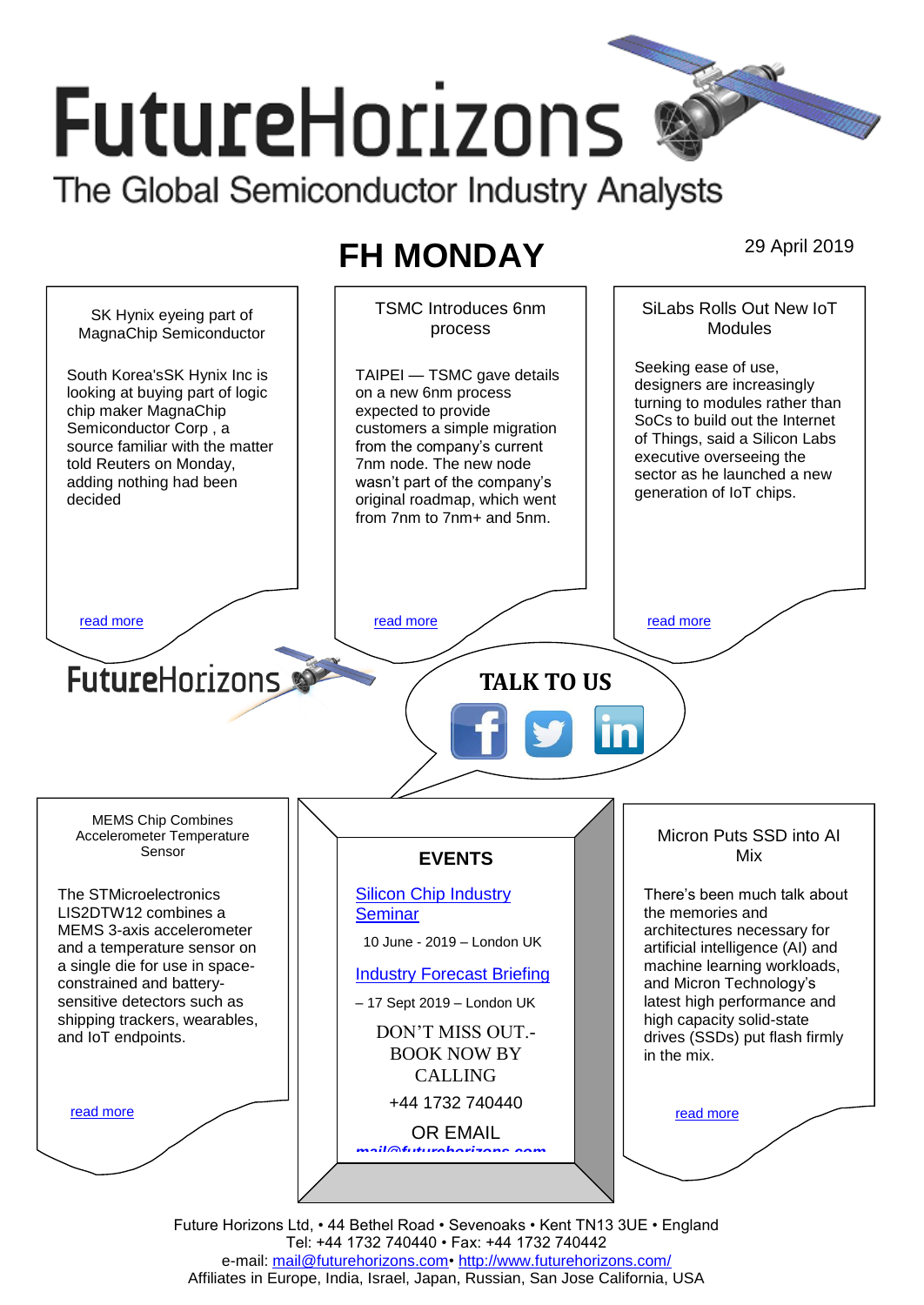# FutureHorizons

The Global Semiconductor Industry Analysts

## FH MONDAY

29 April 2019

### SK Hynix eyeing part of MagnaChip Semiconductor

South Korea'sSK Hynix Inc is looking at buying part of logic chip maker MagnaChip Semiconductor Corp , a source familiar with the matter told Reuters on Monday, adding nothing had been decided

read more

### TSMC Introduces 6nm process

TAIPEI — TSMC gave details on a new 6nm process expected to provide customers a simple migration from the company's current 7nm node. The new node wasn't part of the company's original roadmap, which went from 7nm to 7nm+ and 5nm.

read more

### SiLabs Rolls Out New IoT Modules

Seeking ease of use, designers are increasingly turning to modules rather than SoCs to build out the Internet of Things, said a Silicon Labs executive overseeing the sector as he launched a new generation of IoT chips.

read more

FutureHorizons

**TALK TO US**

### MEMS Chip Combines Accelerometer Temperature Sensor

The STMicroelectronics LIS2DTW12 combines a MEMS 3-axis accelerometer and a temperature sensor on a single die for use in space-constrained and battery-sensitive detectors such as shipping trackers, wearables, and IoT endpoints.

read more

### EVENTS

Silicon Chip Industry Seminar

10 June - 2019 – London UK

Industry Forecast Briefing

– 17 Sept 2019 – London UK

DON'T MISS OUT.- BOOK NOW BY CALLING

+44 1732 740440

OR EMAIL

mail@futurehorizons.com

### Micron Puts SSD into AI Mix

There's been much talk about the memories and architectures necessary for artificial intelligence (AI) and machine learning workloads, and Micron Technology's latest high performance and high capacity solid-state drives (SSDs) put flash firmly in the mix.

read more

Future Horizons Ltd, • 44 Bethel Road • Sevenoaks • Kent TN13 3UE • England
Tel: +44 1732 740440 • Fax: +44 1732 740442
e-mail: mail@futurehorizons.com• http://www.futurehorizons.com/
Affiliates in Europe, India, Israel, Japan, Russian, San Jose California, USA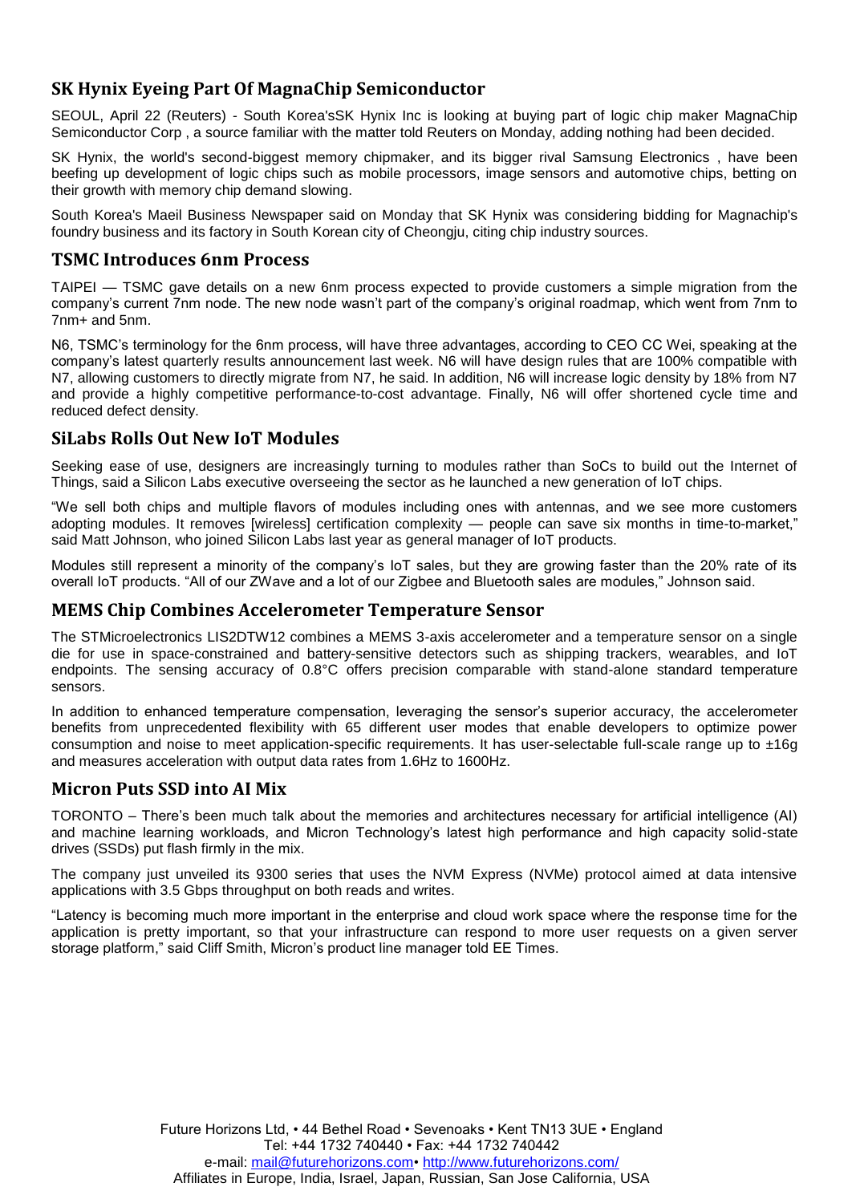## SK Hynix Eyeing Part Of MagnaChip Semiconductor

SEOUL, April 22 (Reuters) - South Korea'sSK Hynix Inc is looking at buying part of logic chip maker MagnaChip Semiconductor Corp , a source familiar with the matter told Reuters on Monday, adding nothing had been decided.

SK Hynix, the world's second-biggest memory chipmaker, and its bigger rival Samsung Electronics , have been beefing up development of logic chips such as mobile processors, image sensors and automotive chips, betting on their growth with memory chip demand slowing.

South Korea's Maeil Business Newspaper said on Monday that SK Hynix was considering bidding for Magnachip's foundry business and its factory in South Korean city of Cheongju, citing chip industry sources.

## TSMC Introduces 6nm Process

TAIPEI — TSMC gave details on a new 6nm process expected to provide customers a simple migration from the company's current 7nm node. The new node wasn't part of the company's original roadmap, which went from 7nm to 7nm+ and 5nm.

N6, TSMC's terminology for the 6nm process, will have three advantages, according to CEO CC Wei, speaking at the company's latest quarterly results announcement last week. N6 will have design rules that are 100% compatible with N7, allowing customers to directly migrate from N7, he said. In addition, N6 will increase logic density by 18% from N7 and provide a highly competitive performance-to-cost advantage. Finally, N6 will offer shortened cycle time and reduced defect density.

## SiLabs Rolls Out New IoT Modules

Seeking ease of use, designers are increasingly turning to modules rather than SoCs to build out the Internet of Things, said a Silicon Labs executive overseeing the sector as he launched a new generation of IoT chips.

"We sell both chips and multiple flavors of modules including ones with antennas, and we see more customers adopting modules. It removes [wireless] certification complexity — people can save six months in time-to-market," said Matt Johnson, who joined Silicon Labs last year as general manager of IoT products.

Modules still represent a minority of the company's IoT sales, but they are growing faster than the 20% rate of its overall IoT products. "All of our ZWave and a lot of our Zigbee and Bluetooth sales are modules," Johnson said.

## MEMS Chip Combines Accelerometer Temperature Sensor

The STMicroelectronics LIS2DTW12 combines a MEMS 3-axis accelerometer and a temperature sensor on a single die for use in space-constrained and battery-sensitive detectors such as shipping trackers, wearables, and IoT endpoints. The sensing accuracy of 0.8°C offers precision comparable with stand-alone standard temperature sensors.

In addition to enhanced temperature compensation, leveraging the sensor's superior accuracy, the accelerometer benefits from unprecedented flexibility with 65 different user modes that enable developers to optimize power consumption and noise to meet application-specific requirements. It has user-selectable full-scale range up to ±16g and measures acceleration with output data rates from 1.6Hz to 1600Hz.

## Micron Puts SSD into AI Mix

TORONTO – There's been much talk about the memories and architectures necessary for artificial intelligence (AI) and machine learning workloads, and Micron Technology's latest high performance and high capacity solid-state drives (SSDs) put flash firmly in the mix.

The company just unveiled its 9300 series that uses the NVM Express (NVMe) protocol aimed at data intensive applications with 3.5 Gbps throughput on both reads and writes.

"Latency is becoming much more important in the enterprise and cloud work space where the response time for the application is pretty important, so that your infrastructure can respond to more user requests on a given server storage platform," said Cliff Smith, Micron's product line manager told EE Times.

Future Horizons Ltd, • 44 Bethel Road • Sevenoaks • Kent TN13 3UE • England
Tel: +44 1732 740440 • Fax: +44 1732 740442
e-mail: mail@futurehorizons.com• http://www.futurehorizons.com/
Affiliates in Europe, India, Israel, Japan, Russian, San Jose California, USA